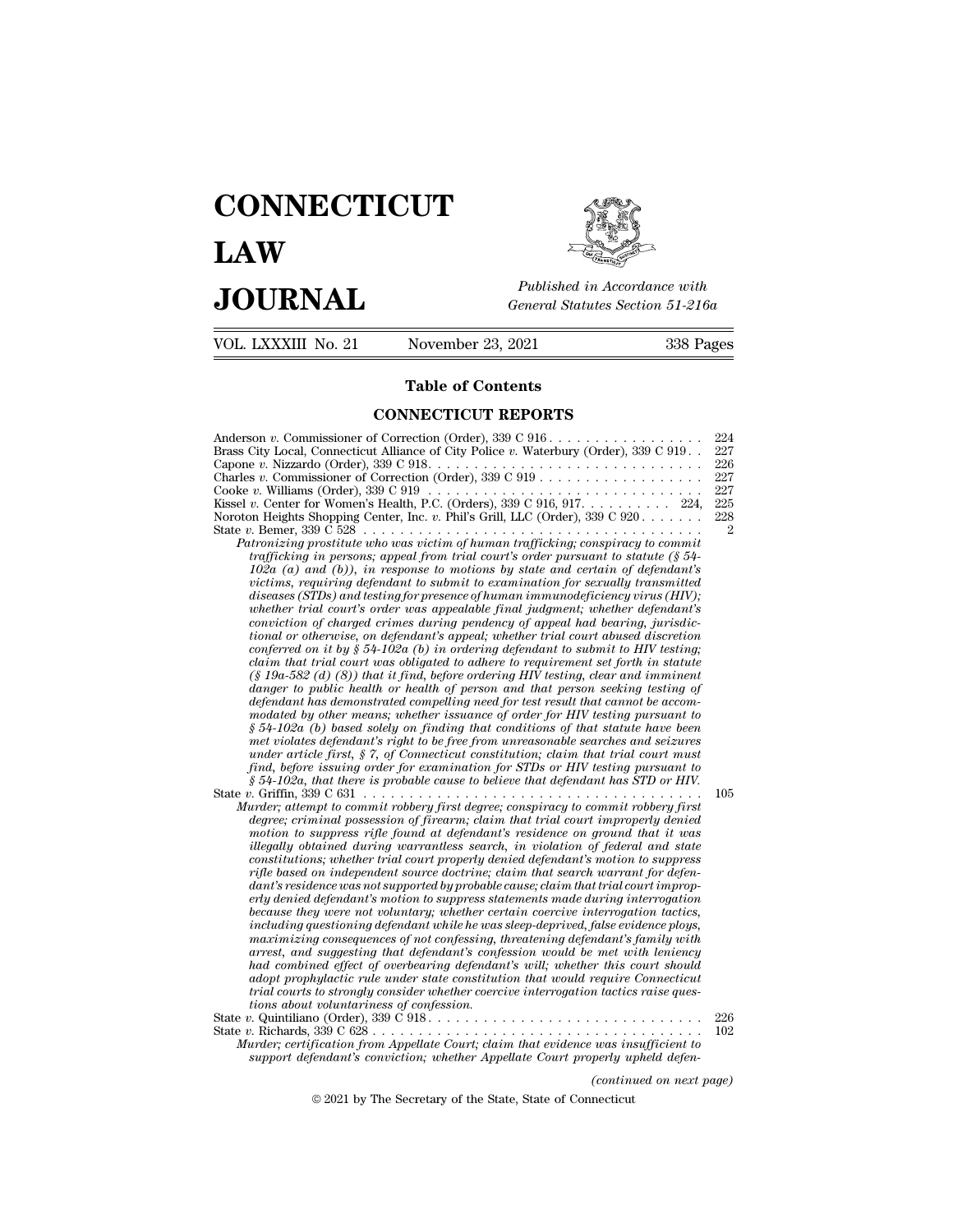# CONNECTICUT LAW JOURNAL

*Published in Accordance with General Statutes Section 51-216a*

VOL. LXXXIII No. 21 — November 23, 2021 — 338 Pages

## Table of Contents

### CONNECTICUT REPORTS

Anderson *v.* Commissioner of Correction (Order), 339 C 916 . . . . . . . . . . . . . . . . . 224

Brass City Local, Connecticut Alliance of City Police *v.* Waterbury (Order), 339 C 919 . . 227

Capone *v.* Nizzardo (Order), 339 C 918. . . . . . . . . . . . . . . . . . . . . . . . . . . . . . 226

Charles *v.* Commissioner of Correction (Order), 339 C 919 . . . . . . . . . . . . . . . . . 227

Cooke *v.* Williams (Order), 339 C 919 . . . . . . . . . . . . . . . . . . . . . . . . . . . . . . 227

Kissel *v.* Center for Women's Health, P.C. (Orders), 339 C 916, 917. . . . . . . . . . 224, 225

Noroton Heights Shopping Center, Inc. *v.* Phil's Grill, LLC (Order), 339 C 920 . . . . . . . 228

State *v.* Bemer, 339 C 528 . . . . . . . . . . . . . . . . . . . . . . . . . . . . . . . . . . . . 2

*Patronizing prostitute who was victim of human trafficking; conspiracy to commit trafficking in persons; appeal from trial court's order pursuant to statute (§ 54-102a (a) and (b)), in response to motions by state and certain of defendant's victims, requiring defendant to submit to examination for sexually transmitted diseases (STDs) and testing for presence of human immunodeficiency virus (HIV); whether trial court's order was appealable final judgment; whether defendant's conviction of charged crimes during pendency of appeal had bearing, jurisdictional or otherwise, on defendant's appeal; whether trial court abused discretion conferred on it by § 54-102a (b) in ordering defendant to submit to HIV testing; claim that trial court was obligated to adhere to requirement set forth in statute (§ 19a-582 (d) (8)) that it find, before ordering HIV testing, clear and imminent danger to public health or health of person and that person seeking testing of defendant has demonstrated compelling need for test result that cannot be accommodated by other means; whether issuance of order for HIV testing pursuant to § 54-102a (b) based solely on finding that conditions of that statute have been met violates defendant's right to be free from unreasonable searches and seizures under article first, § 7, of Connecticut constitution; claim that trial court must find, before issuing order for examination for STDs or HIV testing pursuant to § 54-102a, that there is probable cause to believe that defendant has STD or HIV.*

State *v.* Griffin, 339 C 631 . . . . . . . . . . . . . . . . . . . . . . . . . . . . . . . . . . . 105

*Murder; attempt to commit robbery first degree; conspiracy to commit robbery first degree; criminal possession of firearm; claim that trial court improperly denied motion to suppress rifle found at defendant's residence on ground that it was illegally obtained during warrantless search, in violation of federal and state constitutions; whether trial court properly denied defendant's motion to suppress rifle based on independent source doctrine; claim that search warrant for defendant's residence was not supported by probable cause; claim that trial court improperly denied defendant's motion to suppress statements made during interrogation because they were not voluntary; whether certain coercive interrogation tactics, including questioning defendant while he was sleep-deprived, false evidence ploys, maximizing consequences of not confessing, threatening defendant's family with arrest, and suggesting that defendant's confession would be met with leniency had combined effect of overbearing defendant's will; whether this court should adopt prophylactic rule under state constitution that would require Connecticut trial courts to strongly consider whether coercive interrogation tactics raise questions about voluntariness of confession.*

State *v.* Quintiliano (Order), 339 C 918. . . . . . . . . . . . . . . . . . . . . . . . . . . . . . 226

State *v.* Richards, 339 C 628 . . . . . . . . . . . . . . . . . . . . . . . . . . . . . . . . . . . 102

*Murder; certification from Appellate Court; claim that evidence was insufficient to support defendant's conviction; whether Appellate Court properly upheld defen-*

*(continued on next page)*

© 2021 by The Secretary of the State, State of Connecticut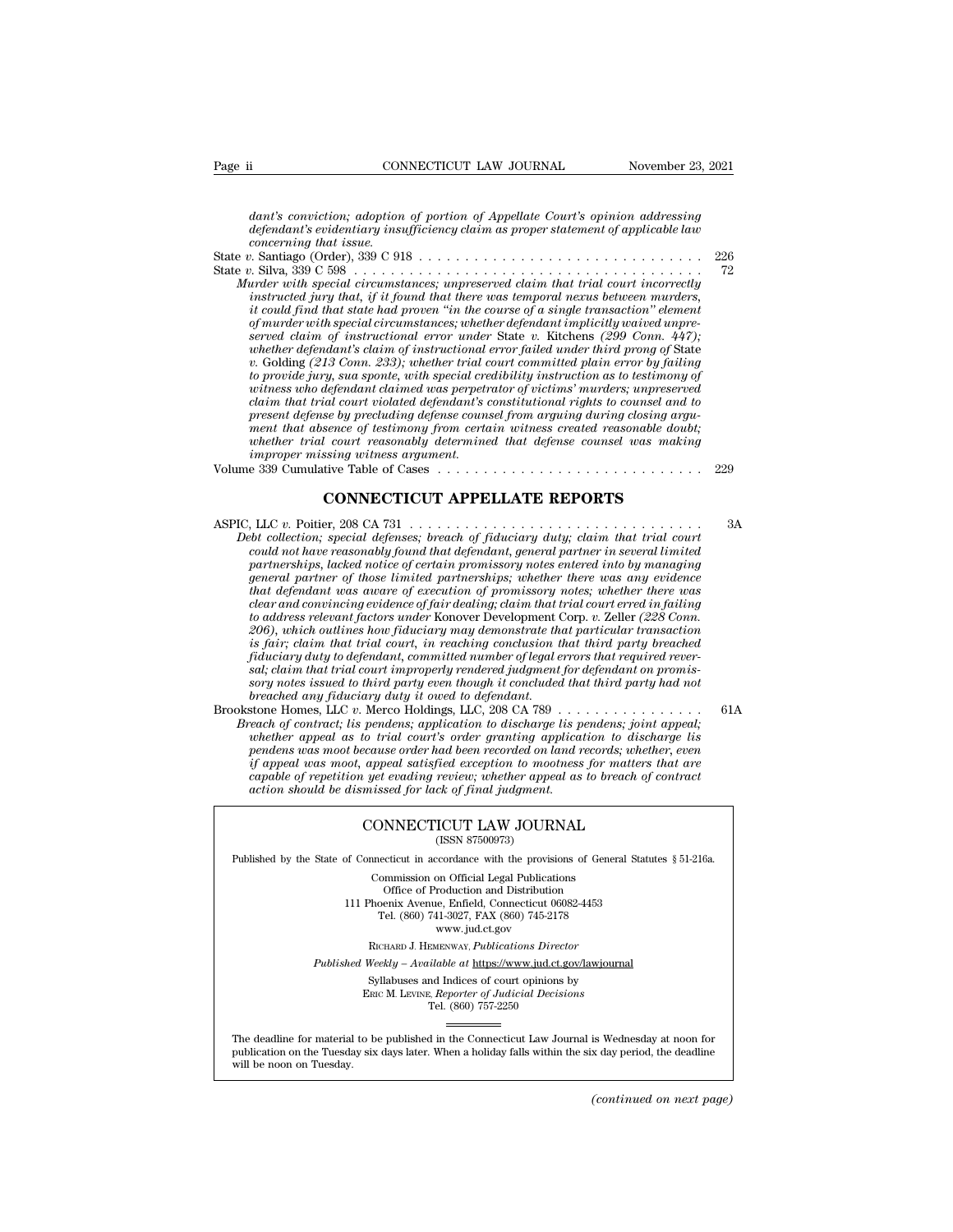*dant's conviction; adoption of portion of Appellate Court's opinion addressing defendant's evidentiary insufficiency claim as proper statement of applicable law concerning that issue.*

State *v.* Santiago (Order), 339 C 918 . . . . . . . . . . . . . . . . . . . . . . . . . . . . . . . . 226

State *v.* Silva, 339 C 598 . . . . . . . . . . . . . . . . . . . . . . . . . . . . . . . . . . . . . . 72

*Murder with special circumstances; unpreserved claim that trial court incorrectly instructed jury that, if it found that there was temporal nexus between murders, it could find that state had proven "in the course of a single transaction" element of murder with special circumstances; whether defendant implicitly waived unpreserved claim of instructional error under* State *v.* Kitchens *(299 Conn. 447); whether defendant's claim of instructional error failed under third prong of* State *v.* Golding *(213 Conn. 233); whether trial court committed plain error by failing to provide jury, sua sponte, with special credibility instruction as to testimony of witness who defendant claimed was perpetrator of victims' murders; unpreserved claim that trial court violated defendant's constitutional rights to counsel and to present defense by precluding defense counsel from arguing during closing argument that absence of testimony from certain witness created reasonable doubt; whether trial court reasonably determined that defense counsel was making improper missing witness argument.*

Volume 339 Cumulative Table of Cases . . . . . . . . . . . . . . . . . . . . . . . . . . . . 229

## CONNECTICUT APPELLATE REPORTS

ASPIC, LLC *v.* Poitier, 208 CA 731 . . . . . . . . . . . . . . . . . . . . . . . . . . . . . . . . 3A

*Debt collection; special defenses; breach of fiduciary duty; claim that trial court could not have reasonably found that defendant, general partner in several limited partnerships, lacked notice of certain promissory notes entered into by managing general partner of those limited partnerships; whether there was any evidence that defendant was aware of execution of promissory notes; whether there was clear and convincing evidence of fair dealing; claim that trial court erred in failing to address relevant factors under* Konover Development Corp. *v.* Zeller *(228 Conn. 206), which outlines how fiduciary may demonstrate that particular transaction is fair; claim that trial court, in reaching conclusion that third party breached fiduciary duty to defendant, committed number of legal errors that required reversal; claim that trial court improperly rendered judgment for defendant on promissory notes issued to third party even though it concluded that third party had not breached any fiduciary duty it owed to defendant.*

Brookstone Homes, LLC *v.* Merco Holdings, LLC, 208 CA 789 . . . . . . . . . . . . . . . . 61A

*Breach of contract; lis pendens; application to discharge lis pendens; joint appeal; whether appeal as to trial court's order granting application to discharge lis pendens was moot because order had been recorded on land records; whether, even if appeal was moot, appeal satisfied exception to mootness for matters that are capable of repetition yet evading review; whether appeal as to breach of contract action should be dismissed for lack of final judgment.*

---

CONNECTICUT LAW JOURNAL
(ISSN 87500973)

Published by the State of Connecticut in accordance with the provisions of General Statutes § 51-216a.

Commission on Official Legal Publications
Office of Production and Distribution
111 Phoenix Avenue, Enfield, Connecticut 06082-4453
Tel. (860) 741-3027, FAX (860) 745-2178
www.jud.ct.gov

RICHARD J. HEMENWAY, *Publications Director*

*Published Weekly – Available at* https://www.jud.ct.gov/lawjournal

Syllabuses and Indices of court opinions by
ERIC M. LEVINE, *Reporter of Judicial Decisions*
Tel. (860) 757-2250

The deadline for material to be published in the Connecticut Law Journal is Wednesday at noon for publication on the Tuesday six days later. When a holiday falls within the six day period, the deadline will be noon on Tuesday.

---

*(continued on next page)*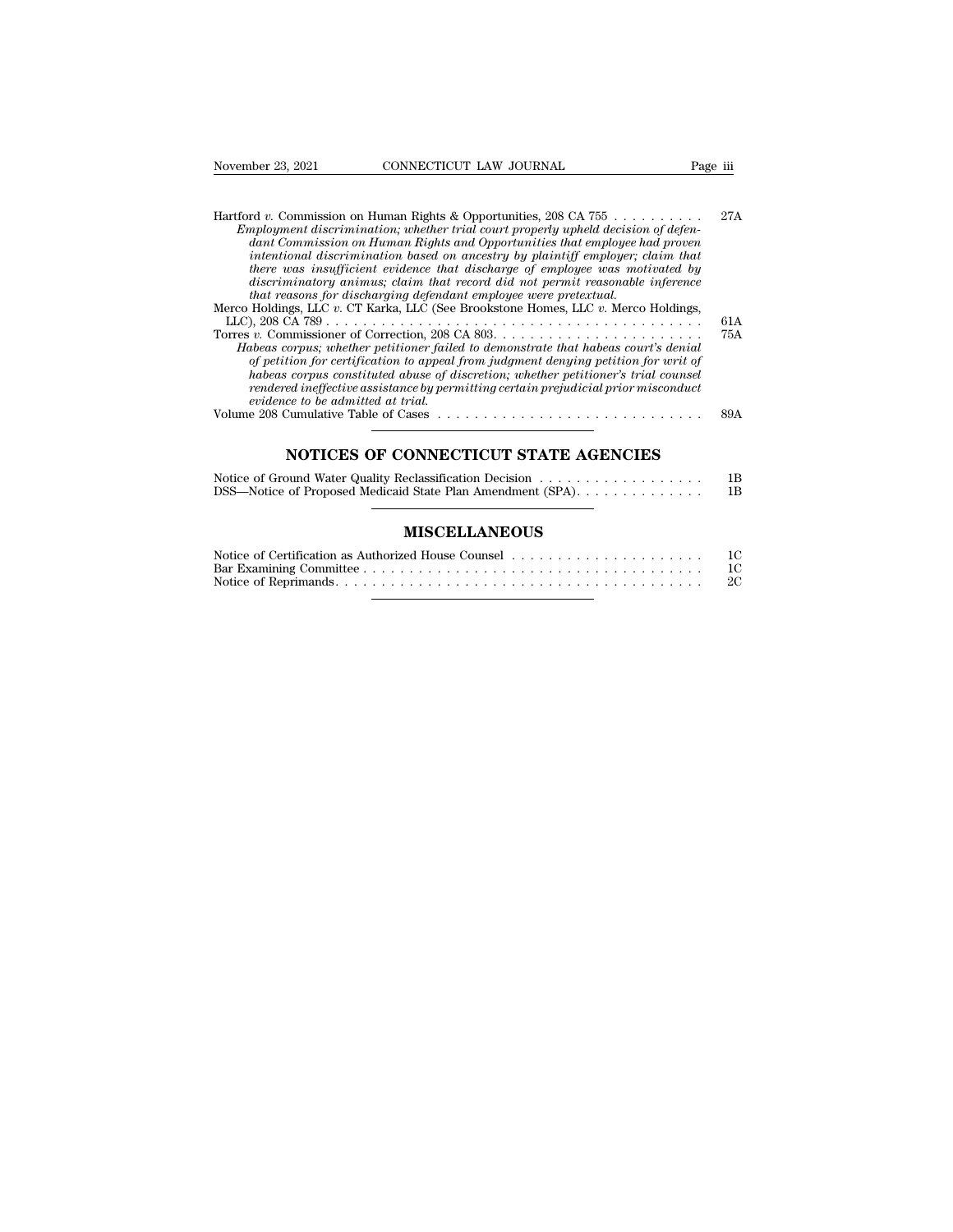Hartford *v.* Commission on Human Rights & Opportunities, 208 CA 755 . . . . . . . . . . 27A
*Employment discrimination; whether trial court properly upheld decision of defendant Commission on Human Rights and Opportunities that employee had proven intentional discrimination based on ancestry by plaintiff employer; claim that there was insufficient evidence that discharge of employee was motivated by discriminatory animus; claim that record did not permit reasonable inference that reasons for discharging defendant employee were pretextual.*

Merco Holdings, LLC *v.* CT Karka, LLC (See Brookstone Homes, LLC *v.* Merco Holdings, LLC), 208 CA 789 . . . . . . . . . . 61A

Torres *v.* Commissioner of Correction, 208 CA 803. . . . . . . . . . 75A
*Habeas corpus; whether petitioner failed to demonstrate that habeas court's denial of petition for certification to appeal from judgment denying petition for writ of habeas corpus constituted abuse of discretion; whether petitioner's trial counsel rendered ineffective assistance by permitting certain prejudicial prior misconduct evidence to be admitted at trial.*

Volume 208 Cumulative Table of Cases . . . . . . . . . . 89A

## NOTICES OF CONNECTICUT STATE AGENCIES

Notice of Ground Water Quality Reclassification Decision . . . . . . . . . . 1B
DSS—Notice of Proposed Medicaid State Plan Amendment (SPA). . . . . . . . . . 1B

## MISCELLANEOUS

Notice of Certification as Authorized House Counsel . . . . . . . . . . 1C
Bar Examining Committee . . . . . . . . . . 1C
Notice of Reprimands. . . . . . . . . . 2C